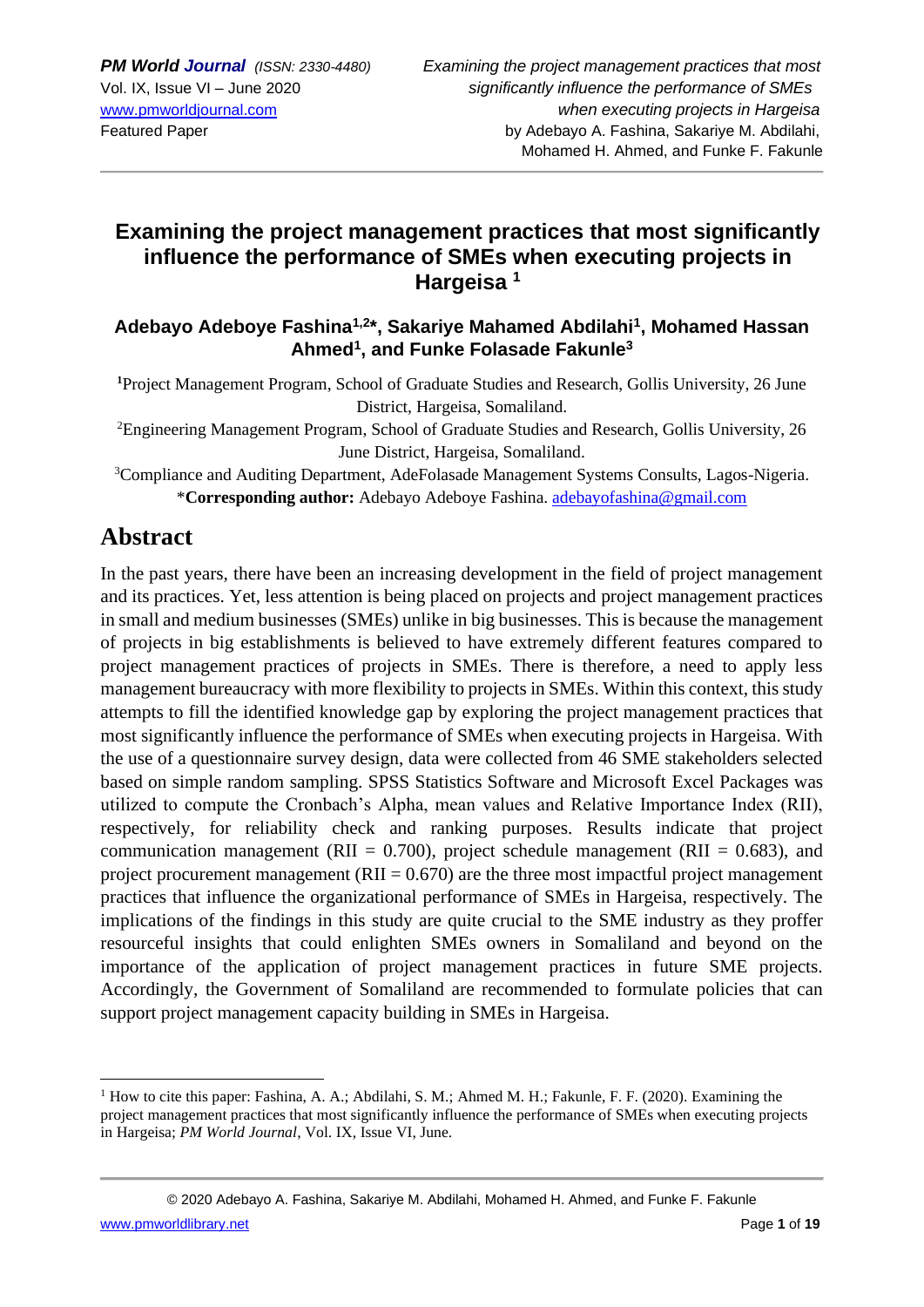# Examining the project management practices that most significantly influence the performance of SMEs when executing projects in Hargeisa [1]

**Adebayo Adeboye Fashina[1,2]*, Sakariye Mahamed Abdilahi[1], Mohamed Hassan Ahmed[1], and Funke Folasade Fakunle[3]**

[1]Project Management Program, School of Graduate Studies and Research, Gollis University, 26 June District, Hargeisa, Somaliland.

[2]Engineering Management Program, School of Graduate Studies and Research, Gollis University, 26 June District, Hargeisa, Somaliland.

[3]Compliance and Auditing Department, AdeFolasade Management Systems Consults, Lagos-Nigeria.

*__Corresponding author:__ Adebayo Adeboye Fashina. adebayofashina@gmail.com

## Abstract

In the past years, there have been an increasing development in the field of project management and its practices. Yet, less attention is being placed on projects and project management practices in small and medium businesses (SMEs) unlike in big businesses. This is because the management of projects in big establishments is believed to have extremely different features compared to project management practices of projects in SMEs. There is therefore, a need to apply less management bureaucracy with more flexibility to projects in SMEs. Within this context, this study attempts to fill the identified knowledge gap by exploring the project management practices that most significantly influence the performance of SMEs when executing projects in Hargeisa. With the use of a questionnaire survey design, data were collected from 46 SME stakeholders selected based on simple random sampling. SPSS Statistics Software and Microsoft Excel Packages was utilized to compute the Cronbach's Alpha, mean values and Relative Importance Index (RII), respectively, for reliability check and ranking purposes. Results indicate that project communication management (RII = 0.700), project schedule management (RII = 0.683), and project procurement management (RII = 0.670) are the three most impactful project management practices that influence the organizational performance of SMEs in Hargeisa, respectively. The implications of the findings in this study are quite crucial to the SME industry as they proffer resourceful insights that could enlighten SMEs owners in Somaliland and beyond on the importance of the application of project management practices in future SME projects. Accordingly, the Government of Somaliland are recommended to formulate policies that can support project management capacity building in SMEs in Hargeisa.

---

[1] How to cite this paper: Fashina, A. A.; Abdilahi, S. M.; Ahmed M. H.; Fakunle, F. F. (2020). Examining the project management practices that most significantly influence the performance of SMEs when executing projects in Hargeisa; *PM World Journal*, Vol. IX, Issue VI, June.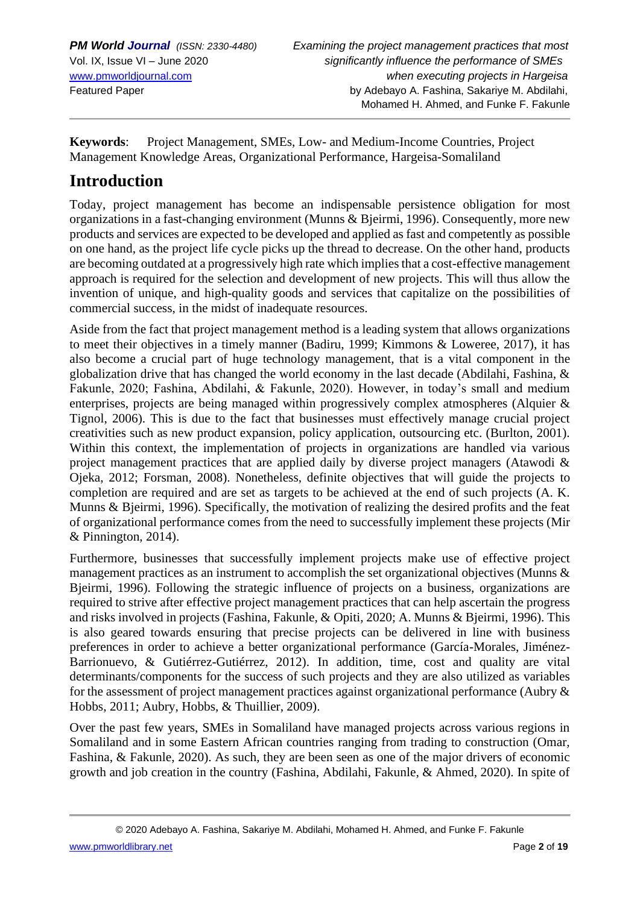**Keywords**: Project Management, SMEs, Low- and Medium-Income Countries, Project Management Knowledge Areas, Organizational Performance, Hargeisa-Somaliland

## Introduction

Today, project management has become an indispensable persistence obligation for most organizations in a fast-changing environment (Munns & Bjeirmi, 1996). Consequently, more new products and services are expected to be developed and applied as fast and competently as possible on one hand, as the project life cycle picks up the thread to decrease. On the other hand, products are becoming outdated at a progressively high rate which implies that a cost-effective management approach is required for the selection and development of new projects. This will thus allow the invention of unique, and high-quality goods and services that capitalize on the possibilities of commercial success, in the midst of inadequate resources.

Aside from the fact that project management method is a leading system that allows organizations to meet their objectives in a timely manner (Badiru, 1999; Kimmons & Loweree, 2017), it has also become a crucial part of huge technology management, that is a vital component in the globalization drive that has changed the world economy in the last decade (Abdilahi, Fashina, & Fakunle, 2020; Fashina, Abdilahi, & Fakunle, 2020). However, in today's small and medium enterprises, projects are being managed within progressively complex atmospheres (Alquier & Tignol, 2006). This is due to the fact that businesses must effectively manage crucial project creativities such as new product expansion, policy application, outsourcing etc. (Burlton, 2001). Within this context, the implementation of projects in organizations are handled via various project management practices that are applied daily by diverse project managers (Atawodi & Ojeka, 2012; Forsman, 2008). Nonetheless, definite objectives that will guide the projects to completion are required and are set as targets to be achieved at the end of such projects (A. K. Munns & Bjeirmi, 1996). Specifically, the motivation of realizing the desired profits and the feat of organizational performance comes from the need to successfully implement these projects (Mir & Pinnington, 2014).

Furthermore, businesses that successfully implement projects make use of effective project management practices as an instrument to accomplish the set organizational objectives (Munns & Bjeirmi, 1996). Following the strategic influence of projects on a business, organizations are required to strive after effective project management practices that can help ascertain the progress and risks involved in projects (Fashina, Fakunle, & Opiti, 2020; A. Munns & Bjeirmi, 1996). This is also geared towards ensuring that precise projects can be delivered in line with business preferences in order to achieve a better organizational performance (García-Morales, Jiménez-Barrionuevo, & Gutiérrez-Gutiérrez, 2012). In addition, time, cost and quality are vital determinants/components for the success of such projects and they are also utilized as variables for the assessment of project management practices against organizational performance (Aubry & Hobbs, 2011; Aubry, Hobbs, & Thuillier, 2009).

Over the past few years, SMEs in Somaliland have managed projects across various regions in Somaliland and in some Eastern African countries ranging from trading to construction (Omar, Fashina, & Fakunle, 2020). As such, they are been seen as one of the major drivers of economic growth and job creation in the country (Fashina, Abdilahi, Fakunle, & Ahmed, 2020). In spite of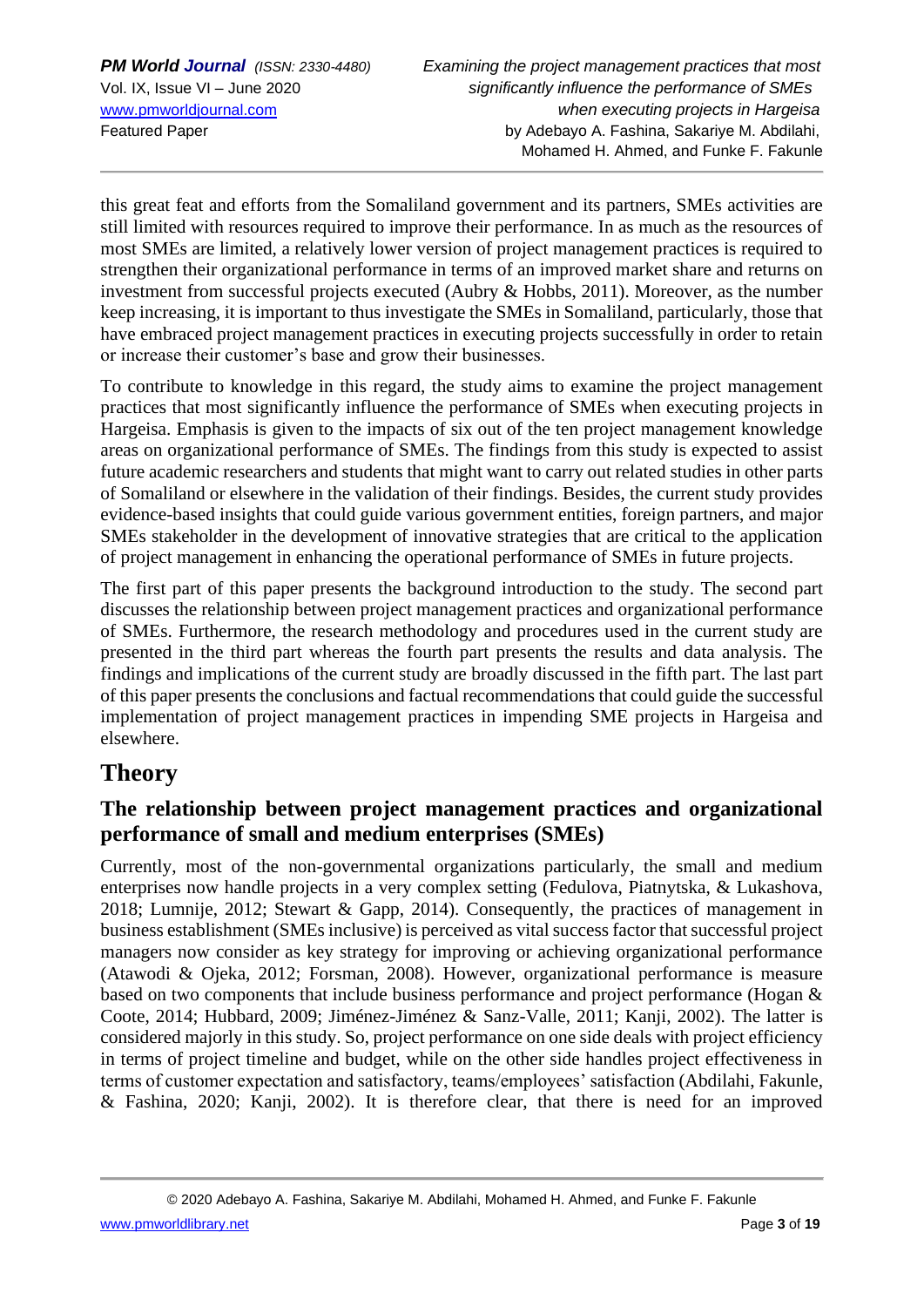this great feat and efforts from the Somaliland government and its partners, SMEs activities are still limited with resources required to improve their performance. In as much as the resources of most SMEs are limited, a relatively lower version of project management practices is required to strengthen their organizational performance in terms of an improved market share and returns on investment from successful projects executed (Aubry & Hobbs, 2011). Moreover, as the number keep increasing, it is important to thus investigate the SMEs in Somaliland, particularly, those that have embraced project management practices in executing projects successfully in order to retain or increase their customer's base and grow their businesses.

To contribute to knowledge in this regard, the study aims to examine the project management practices that most significantly influence the performance of SMEs when executing projects in Hargeisa. Emphasis is given to the impacts of six out of the ten project management knowledge areas on organizational performance of SMEs. The findings from this study is expected to assist future academic researchers and students that might want to carry out related studies in other parts of Somaliland or elsewhere in the validation of their findings. Besides, the current study provides evidence-based insights that could guide various government entities, foreign partners, and major SMEs stakeholder in the development of innovative strategies that are critical to the application of project management in enhancing the operational performance of SMEs in future projects.

The first part of this paper presents the background introduction to the study. The second part discusses the relationship between project management practices and organizational performance of SMEs. Furthermore, the research methodology and procedures used in the current study are presented in the third part whereas the fourth part presents the results and data analysis. The findings and implications of the current study are broadly discussed in the fifth part. The last part of this paper presents the conclusions and factual recommendations that could guide the successful implementation of project management practices in impending SME projects in Hargeisa and elsewhere.

# Theory

## The relationship between project management practices and organizational performance of small and medium enterprises (SMEs)

Currently, most of the non-governmental organizations particularly, the small and medium enterprises now handle projects in a very complex setting (Fedulova, Piatnytska, & Lukashova, 2018; Lumnije, 2012; Stewart & Gapp, 2014). Consequently, the practices of management in business establishment (SMEs inclusive) is perceived as vital success factor that successful project managers now consider as key strategy for improving or achieving organizational performance (Atawodi & Ojeka, 2012; Forsman, 2008). However, organizational performance is measure based on two components that include business performance and project performance (Hogan & Coote, 2014; Hubbard, 2009; Jiménez-Jiménez & Sanz-Valle, 2011; Kanji, 2002). The latter is considered majorly in this study. So, project performance on one side deals with project efficiency in terms of project timeline and budget, while on the other side handles project effectiveness in terms of customer expectation and satisfactory, teams/employees' satisfaction (Abdilahi, Fakunle, & Fashina, 2020; Kanji, 2002). It is therefore clear, that there is need for an improved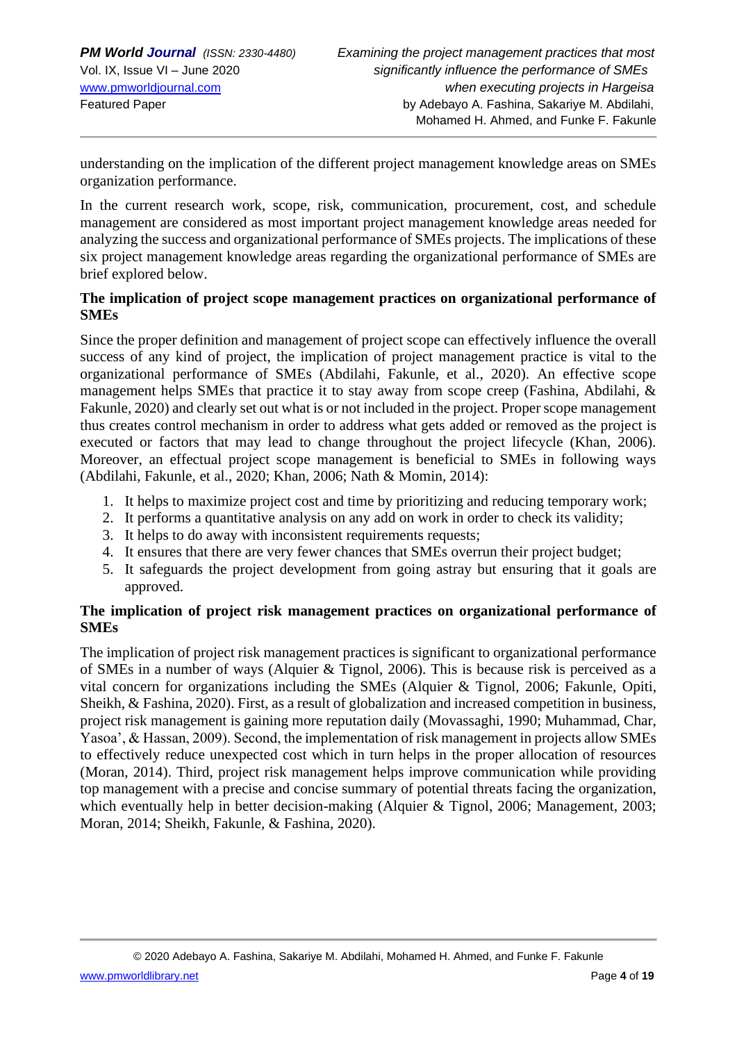understanding on the implication of the different project management knowledge areas on SMEs organization performance.

In the current research work, scope, risk, communication, procurement, cost, and schedule management are considered as most important project management knowledge areas needed for analyzing the success and organizational performance of SMEs projects. The implications of these six project management knowledge areas regarding the organizational performance of SMEs are brief explored below.

### The implication of project scope management practices on organizational performance of SMEs

Since the proper definition and management of project scope can effectively influence the overall success of any kind of project, the implication of project management practice is vital to the organizational performance of SMEs (Abdilahi, Fakunle, et al., 2020). An effective scope management helps SMEs that practice it to stay away from scope creep (Fashina, Abdilahi, & Fakunle, 2020) and clearly set out what is or not included in the project. Proper scope management thus creates control mechanism in order to address what gets added or removed as the project is executed or factors that may lead to change throughout the project lifecycle (Khan, 2006). Moreover, an effectual project scope management is beneficial to SMEs in following ways (Abdilahi, Fakunle, et al., 2020; Khan, 2006; Nath & Momin, 2014):

1. It helps to maximize project cost and time by prioritizing and reducing temporary work;
2. It performs a quantitative analysis on any add on work in order to check its validity;
3. It helps to do away with inconsistent requirements requests;
4. It ensures that there are very fewer chances that SMEs overrun their project budget;
5. It safeguards the project development from going astray but ensuring that it goals are approved.

### The implication of project risk management practices on organizational performance of SMEs

The implication of project risk management practices is significant to organizational performance of SMEs in a number of ways (Alquier & Tignol, 2006). This is because risk is perceived as a vital concern for organizations including the SMEs (Alquier & Tignol, 2006; Fakunle, Opiti, Sheikh, & Fashina, 2020). First, as a result of globalization and increased competition in business, project risk management is gaining more reputation daily (Movassaghi, 1990; Muhammad, Char, Yasoa', & Hassan, 2009). Second, the implementation of risk management in projects allow SMEs to effectively reduce unexpected cost which in turn helps in the proper allocation of resources (Moran, 2014). Third, project risk management helps improve communication while providing top management with a precise and concise summary of potential threats facing the organization, which eventually help in better decision-making (Alquier & Tignol, 2006; Management, 2003; Moran, 2014; Sheikh, Fakunle, & Fashina, 2020).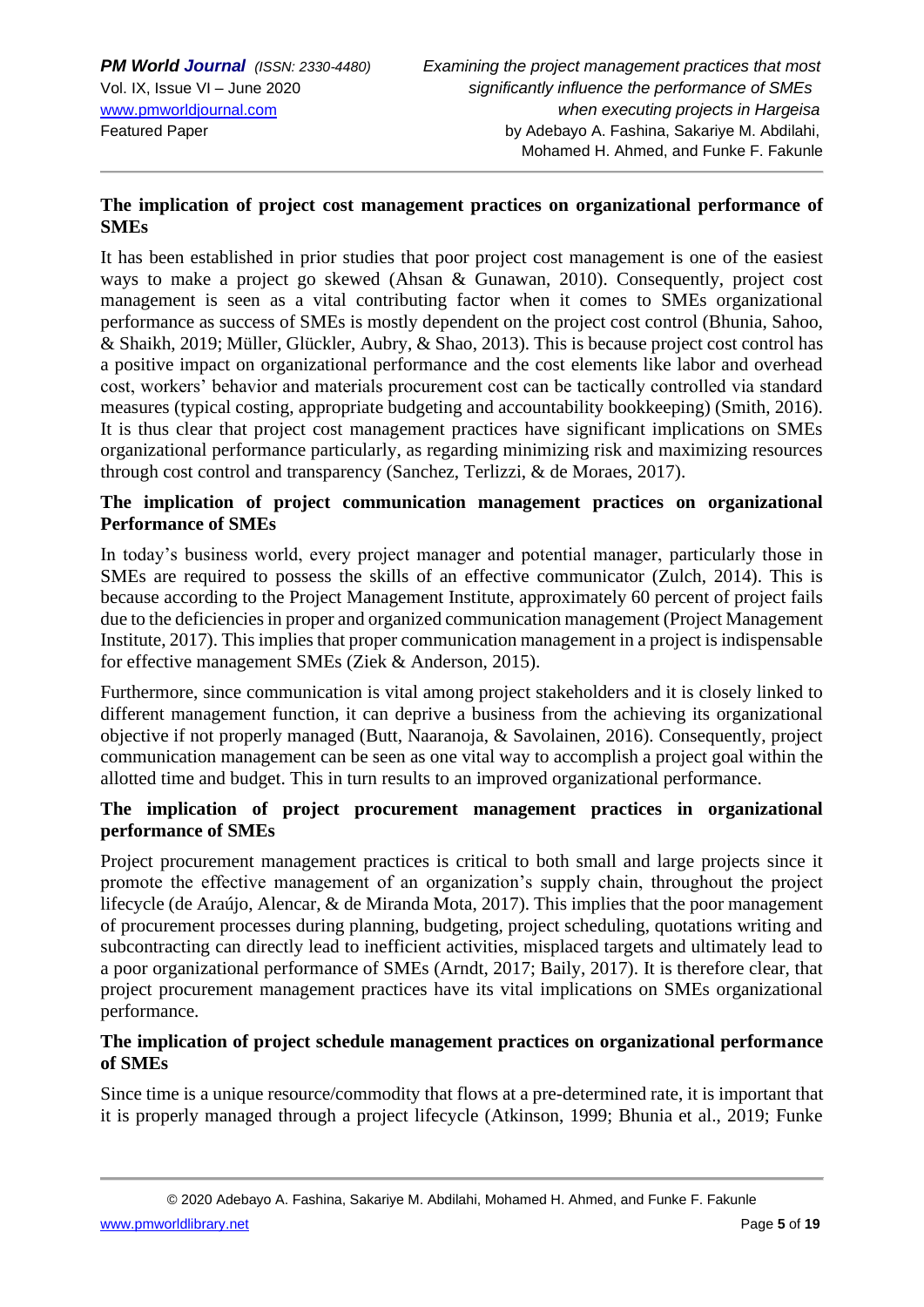## The implication of project cost management practices on organizational performance of SMEs

It has been established in prior studies that poor project cost management is one of the easiest ways to make a project go skewed (Ahsan & Gunawan, 2010). Consequently, project cost management is seen as a vital contributing factor when it comes to SMEs organizational performance as success of SMEs is mostly dependent on the project cost control (Bhunia, Sahoo, & Shaikh, 2019; Müller, Glückler, Aubry, & Shao, 2013). This is because project cost control has a positive impact on organizational performance and the cost elements like labor and overhead cost, workers' behavior and materials procurement cost can be tactically controlled via standard measures (typical costing, appropriate budgeting and accountability bookkeeping) (Smith, 2016). It is thus clear that project cost management practices have significant implications on SMEs organizational performance particularly, as regarding minimizing risk and maximizing resources through cost control and transparency (Sanchez, Terlizzi, & de Moraes, 2017).

## The implication of project communication management practices on organizational Performance of SMEs

In today's business world, every project manager and potential manager, particularly those in SMEs are required to possess the skills of an effective communicator (Zulch, 2014). This is because according to the Project Management Institute, approximately 60 percent of project fails due to the deficiencies in proper and organized communication management (Project Management Institute, 2017). This implies that proper communication management in a project is indispensable for effective management SMEs (Ziek & Anderson, 2015).

Furthermore, since communication is vital among project stakeholders and it is closely linked to different management function, it can deprive a business from the achieving its organizational objective if not properly managed (Butt, Naaranoja, & Savolainen, 2016). Consequently, project communication management can be seen as one vital way to accomplish a project goal within the allotted time and budget. This in turn results to an improved organizational performance.

## The implication of project procurement management practices in organizational performance of SMEs

Project procurement management practices is critical to both small and large projects since it promote the effective management of an organization's supply chain, throughout the project lifecycle (de Araújo, Alencar, & de Miranda Mota, 2017). This implies that the poor management of procurement processes during planning, budgeting, project scheduling, quotations writing and subcontracting can directly lead to inefficient activities, misplaced targets and ultimately lead to a poor organizational performance of SMEs (Arndt, 2017; Baily, 2017). It is therefore clear, that project procurement management practices have its vital implications on SMEs organizational performance.

## The implication of project schedule management practices on organizational performance of SMEs

Since time is a unique resource/commodity that flows at a pre-determined rate, it is important that it is properly managed through a project lifecycle (Atkinson, 1999; Bhunia et al., 2019; Funke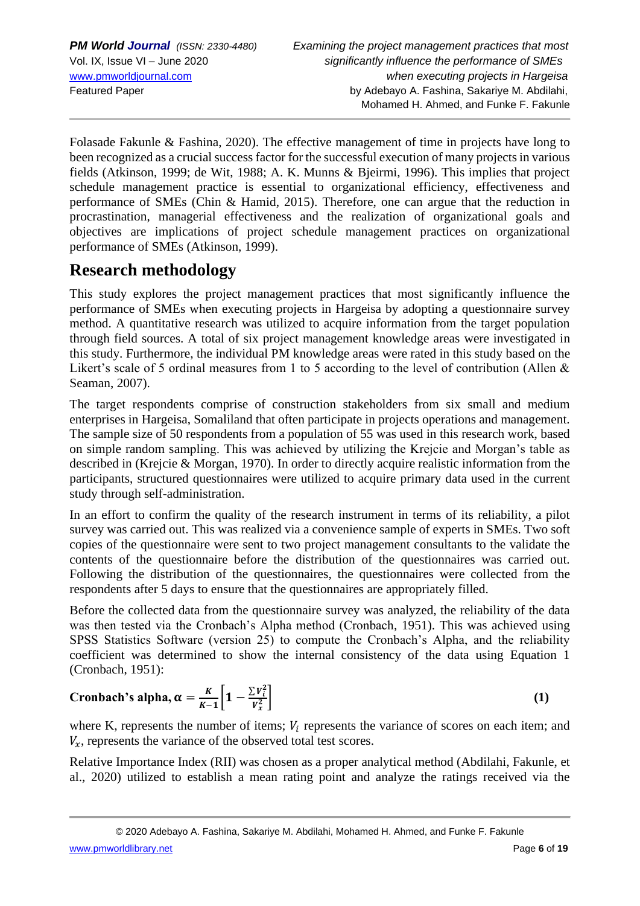Folasade Fakunle & Fashina, 2020). The effective management of time in projects have long to been recognized as a crucial success factor for the successful execution of many projects in various fields (Atkinson, 1999; de Wit, 1988; A. K. Munns & Bjeirmi, 1996). This implies that project schedule management practice is essential to organizational efficiency, effectiveness and performance of SMEs (Chin & Hamid, 2015). Therefore, one can argue that the reduction in procrastination, managerial effectiveness and the realization of organizational goals and objectives are implications of project schedule management practices on organizational performance of SMEs (Atkinson, 1999).

# Research methodology

This study explores the project management practices that most significantly influence the performance of SMEs when executing projects in Hargeisa by adopting a questionnaire survey method. A quantitative research was utilized to acquire information from the target population through field sources. A total of six project management knowledge areas were investigated in this study. Furthermore, the individual PM knowledge areas were rated in this study based on the Likert's scale of 5 ordinal measures from 1 to 5 according to the level of contribution (Allen & Seaman, 2007).

The target respondents comprise of construction stakeholders from six small and medium enterprises in Hargeisa, Somaliland that often participate in projects operations and management. The sample size of 50 respondents from a population of 55 was used in this research work, based on simple random sampling. This was achieved by utilizing the Krejcie and Morgan's table as described in (Krejcie & Morgan, 1970). In order to directly acquire realistic information from the participants, structured questionnaires were utilized to acquire primary data used in the current study through self-administration.

In an effort to confirm the quality of the research instrument in terms of its reliability, a pilot survey was carried out. This was realized via a convenience sample of experts in SMEs. Two soft copies of the questionnaire were sent to two project management consultants to the validate the contents of the questionnaire before the distribution of the questionnaires was carried out. Following the distribution of the questionnaires, the questionnaires were collected from the respondents after 5 days to ensure that the questionnaires are appropriately filled.

Before the collected data from the questionnaire survey was analyzed, the reliability of the data was then tested via the Cronbach's Alpha method (Cronbach, 1951). This was achieved using SPSS Statistics Software (version 25) to compute the Cronbach's Alpha, and the reliability coefficient was determined to show the internal consistency of the data using Equation 1 (Cronbach, 1951):

$$\textbf{Cronbach's alpha, } \alpha = \frac{K}{K-1}\left[1 - \frac{\sum V_i^2}{V_x^2}\right] \qquad \textbf{(1)}$$

where K, represents the number of items; $V_i$ represents the variance of scores on each item; and $V_x$, represents the variance of the observed total test scores.

Relative Importance Index (RII) was chosen as a proper analytical method (Abdilahi, Fakunle, et al., 2020) utilized to establish a mean rating point and analyze the ratings received via the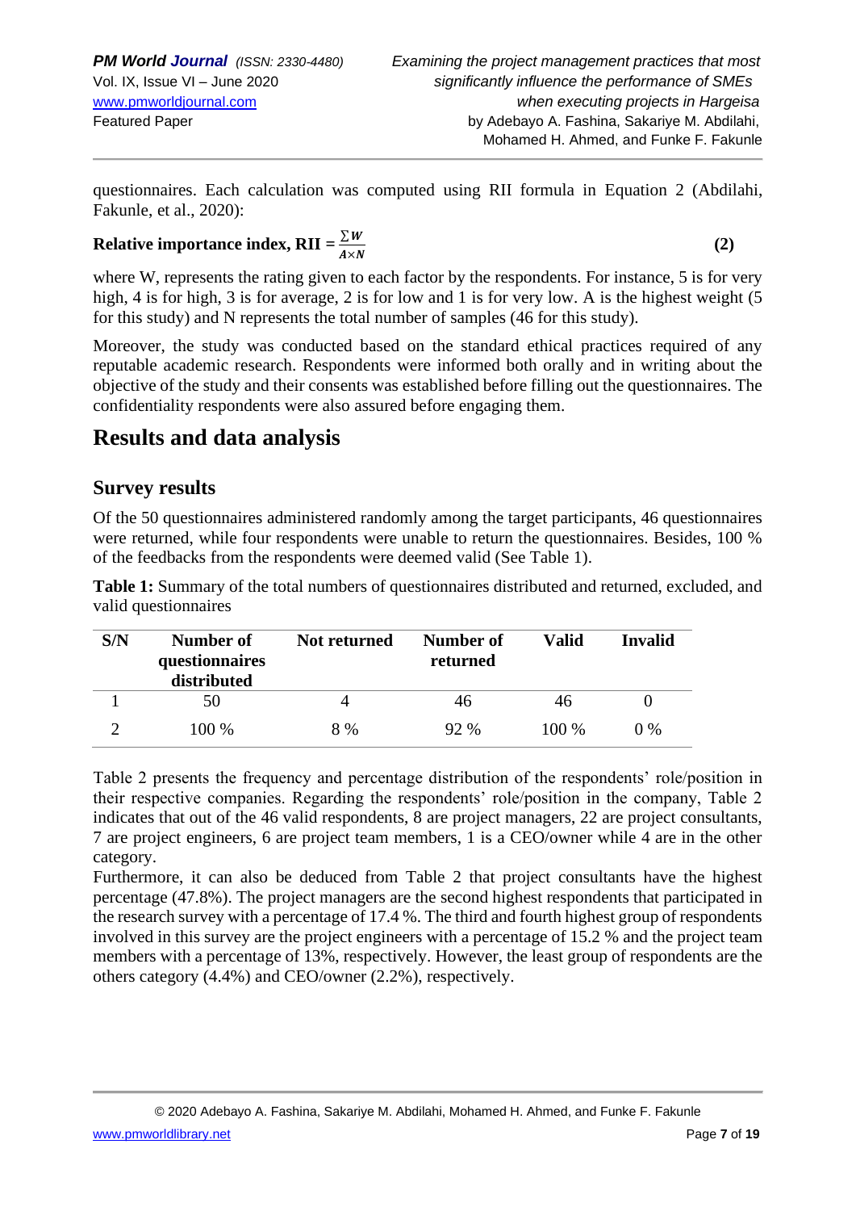questionnaires. Each calculation was computed using RII formula in Equation 2 (Abdilahi, Fakunle, et al., 2020):

$$\textbf{Relative importance index, RII} = \frac{\sum W}{A \times N} \quad \textbf{(2)}$$

where W, represents the rating given to each factor by the respondents. For instance, 5 is for very high, 4 is for high, 3 is for average, 2 is for low and 1 is for very low. A is the highest weight (5 for this study) and N represents the total number of samples (46 for this study).

Moreover, the study was conducted based on the standard ethical practices required of any reputable academic research. Respondents were informed both orally and in writing about the objective of the study and their consents was established before filling out the questionnaires. The confidentiality respondents were also assured before engaging them.

# Results and data analysis

## Survey results

Of the 50 questionnaires administered randomly among the target participants, 46 questionnaires were returned, while four respondents were unable to return the questionnaires. Besides, 100 % of the feedbacks from the respondents were deemed valid (See Table 1).

**Table 1:** Summary of the total numbers of questionnaires distributed and returned, excluded, and valid questionnaires

| S/N | Number of questionnaires distributed | Not returned | Number of returned | Valid | Invalid |
|---|---|---|---|---|---|
| 1 | 50 | 4 | 46 | 46 | 0 |
| 2 | 100 % | 8 % | 92 % | 100 % | 0 % |

Table 2 presents the frequency and percentage distribution of the respondents' role/position in their respective companies. Regarding the respondents' role/position in the company, Table 2 indicates that out of the 46 valid respondents, 8 are project managers, 22 are project consultants, 7 are project engineers, 6 are project team members, 1 is a CEO/owner while 4 are in the other category.

Furthermore, it can also be deduced from Table 2 that project consultants have the highest percentage (47.8%). The project managers are the second highest respondents that participated in the research survey with a percentage of 17.4 %. The third and fourth highest group of respondents involved in this survey are the project engineers with a percentage of 15.2 % and the project team members with a percentage of 13%, respectively. However, the least group of respondents are the others category (4.4%) and CEO/owner (2.2%), respectively.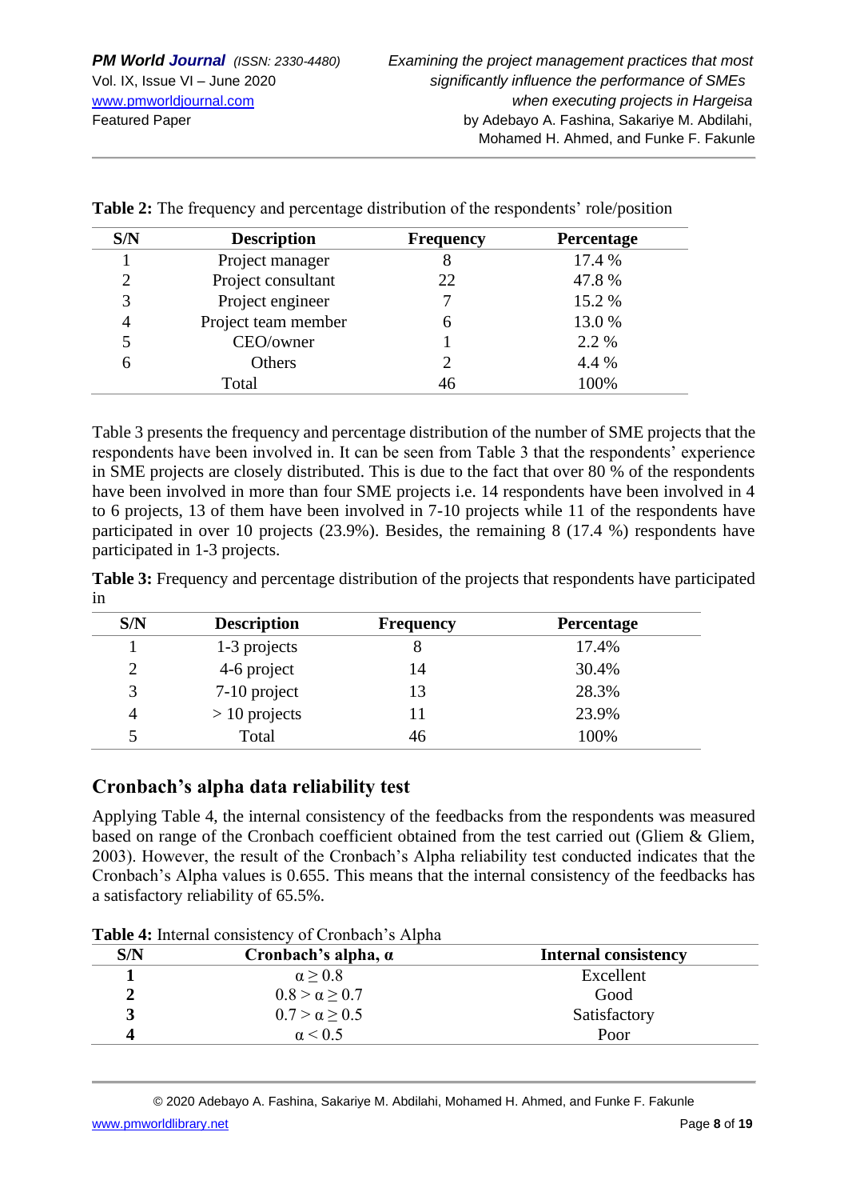**Table 2:** The frequency and percentage distribution of the respondents' role/position

| S/N | Description | Frequency | Percentage |
|---|---|---|---|
| 1 | Project manager | 8 | 17.4 % |
| 2 | Project consultant | 22 | 47.8 % |
| 3 | Project engineer | 7 | 15.2 % |
| 4 | Project team member | 6 | 13.0 % |
| 5 | CEO/owner | 1 | 2.2 % |
| 6 | Others | 2 | 4.4 % |
| | Total | 46 | 100% |

Table 3 presents the frequency and percentage distribution of the number of SME projects that the respondents have been involved in. It can be seen from Table 3 that the respondents' experience in SME projects are closely distributed. This is due to the fact that over 80 % of the respondents have been involved in more than four SME projects i.e. 14 respondents have been involved in 4 to 6 projects, 13 of them have been involved in 7-10 projects while 11 of the respondents have participated in over 10 projects (23.9%). Besides, the remaining 8 (17.4 %) respondents have participated in 1-3 projects.

**Table 3:** Frequency and percentage distribution of the projects that respondents have participated in

| S/N | Description | Frequency | Percentage |
|---|---|---|---|
| 1 | 1-3 projects | 8 | 17.4% |
| 2 | 4-6 project | 14 | 30.4% |
| 3 | 7-10 project | 13 | 28.3% |
| 4 | > 10 projects | 11 | 23.9% |
| 5 | Total | 46 | 100% |

## Cronbach's alpha data reliability test

Applying Table 4, the internal consistency of the feedbacks from the respondents was measured based on range of the Cronbach coefficient obtained from the test carried out (Gliem & Gliem, 2003). However, the result of the Cronbach's Alpha reliability test conducted indicates that the Cronbach's Alpha values is 0.655. This means that the internal consistency of the feedbacks has a satisfactory reliability of 65.5%.

**Table 4:** Internal consistency of Cronbach's Alpha

| S/N | Cronbach's alpha, α | Internal consistency |
|---|---|---|
| **1** | $\alpha \geq 0.8$ | Excellent |
| **2** | $0.8 > \alpha \geq 0.7$ | Good |
| **3** | $0.7 > \alpha \geq 0.5$ | Satisfactory |
| **4** | $\alpha < 0.5$ | Poor |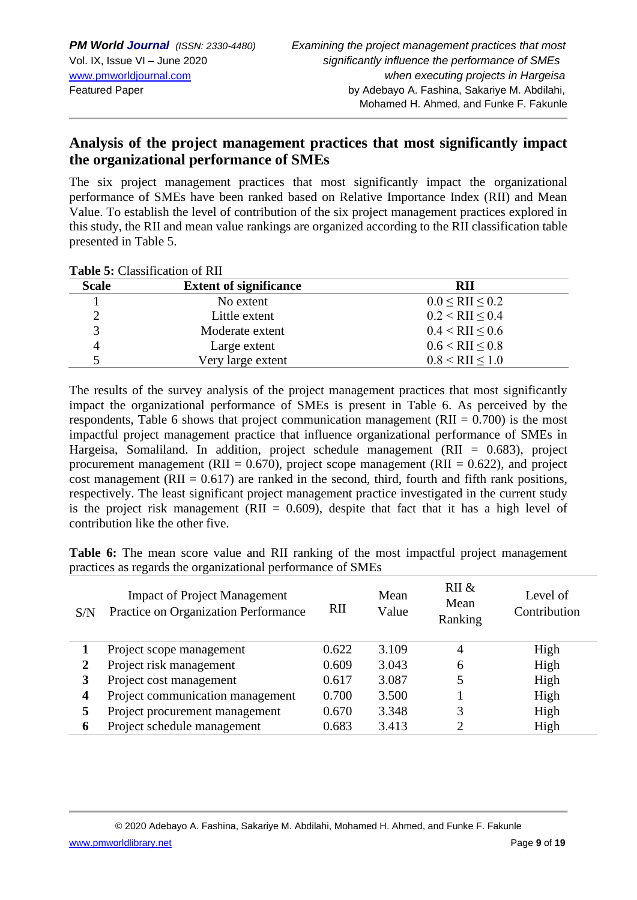## Analysis of the project management practices that most significantly impact the organizational performance of SMEs

The six project management practices that most significantly impact the organizational performance of SMEs have been ranked based on Relative Importance Index (RII) and Mean Value. To establish the level of contribution of the six project management practices explored in this study, the RII and mean value rankings are organized according to the RII classification table presented in Table 5.

**Table 5:** Classification of RII

| Scale | Extent of significance | RII |
|---|---|---|
| 1 | No extent | $0.0 \leq RII \leq 0.2$ |
| 2 | Little extent | $0.2 < RII \leq 0.4$ |
| 3 | Moderate extent | $0.4 < RII \leq 0.6$ |
| 4 | Large extent | $0.6 < RII \leq 0.8$ |
| 5 | Very large extent | $0.8 < RII \leq 1.0$ |

The results of the survey analysis of the project management practices that most significantly impact the organizational performance of SMEs is present in Table 6. As perceived by the respondents, Table 6 shows that project communication management (RII = 0.700) is the most impactful project management practice that influence organizational performance of SMEs in Hargeisa, Somaliland. In addition, project schedule management (RII = 0.683), project procurement management (RII = 0.670), project scope management (RII = 0.622), and project cost management (RII = 0.617) are ranked in the second, third, fourth and fifth rank positions, respectively. The least significant project management practice investigated in the current study is the project risk management (RII = 0.609), despite that fact that it has a high level of contribution like the other five.

**Table 6:** The mean score value and RII ranking of the most impactful project management practices as regards the organizational performance of SMEs

| S/N | Impact of Project Management Practice on Organization Performance | RII | Mean Value | RII & Mean Ranking | Level of Contribution |
|---|---|---|---|---|---|
| **1** | Project scope management | 0.622 | 3.109 | 4 | High |
| **2** | Project risk management | 0.609 | 3.043 | 6 | High |
| **3** | Project cost management | 0.617 | 3.087 | 5 | High |
| **4** | Project communication management | 0.700 | 3.500 | 1 | High |
| **5** | Project procurement management | 0.670 | 3.348 | 3 | High |
| **6** | Project schedule management | 0.683 | 3.413 | 2 | High |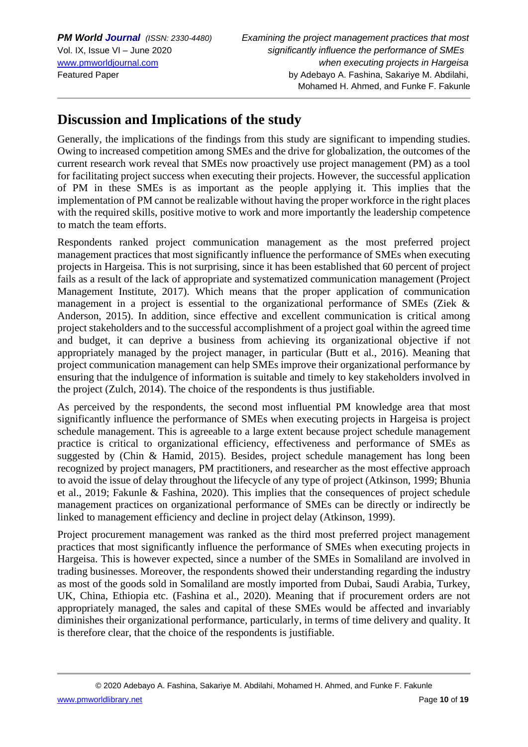## Discussion and Implications of the study

Generally, the implications of the findings from this study are significant to impending studies. Owing to increased competition among SMEs and the drive for globalization, the outcomes of the current research work reveal that SMEs now proactively use project management (PM) as a tool for facilitating project success when executing their projects. However, the successful application of PM in these SMEs is as important as the people applying it. This implies that the implementation of PM cannot be realizable without having the proper workforce in the right places with the required skills, positive motive to work and more importantly the leadership competence to match the team efforts.

Respondents ranked project communication management as the most preferred project management practices that most significantly influence the performance of SMEs when executing projects in Hargeisa. This is not surprising, since it has been established that 60 percent of project fails as a result of the lack of appropriate and systematized communication management (Project Management Institute, 2017). Which means that the proper application of communication management in a project is essential to the organizational performance of SMEs (Ziek & Anderson, 2015). In addition, since effective and excellent communication is critical among project stakeholders and to the successful accomplishment of a project goal within the agreed time and budget, it can deprive a business from achieving its organizational objective if not appropriately managed by the project manager, in particular (Butt et al., 2016). Meaning that project communication management can help SMEs improve their organizational performance by ensuring that the indulgence of information is suitable and timely to key stakeholders involved in the project (Zulch, 2014). The choice of the respondents is thus justifiable.

As perceived by the respondents, the second most influential PM knowledge area that most significantly influence the performance of SMEs when executing projects in Hargeisa is project schedule management. This is agreeable to a large extent because project schedule management practice is critical to organizational efficiency, effectiveness and performance of SMEs as suggested by (Chin & Hamid, 2015). Besides, project schedule management has long been recognized by project managers, PM practitioners, and researcher as the most effective approach to avoid the issue of delay throughout the lifecycle of any type of project (Atkinson, 1999; Bhunia et al., 2019; Fakunle & Fashina, 2020). This implies that the consequences of project schedule management practices on organizational performance of SMEs can be directly or indirectly be linked to management efficiency and decline in project delay (Atkinson, 1999).

Project procurement management was ranked as the third most preferred project management practices that most significantly influence the performance of SMEs when executing projects in Hargeisa. This is however expected, since a number of the SMEs in Somaliland are involved in trading businesses. Moreover, the respondents showed their understanding regarding the industry as most of the goods sold in Somaliland are mostly imported from Dubai, Saudi Arabia, Turkey, UK, China, Ethiopia etc. (Fashina et al., 2020). Meaning that if procurement orders are not appropriately managed, the sales and capital of these SMEs would be affected and invariably diminishes their organizational performance, particularly, in terms of time delivery and quality. It is therefore clear, that the choice of the respondents is justifiable.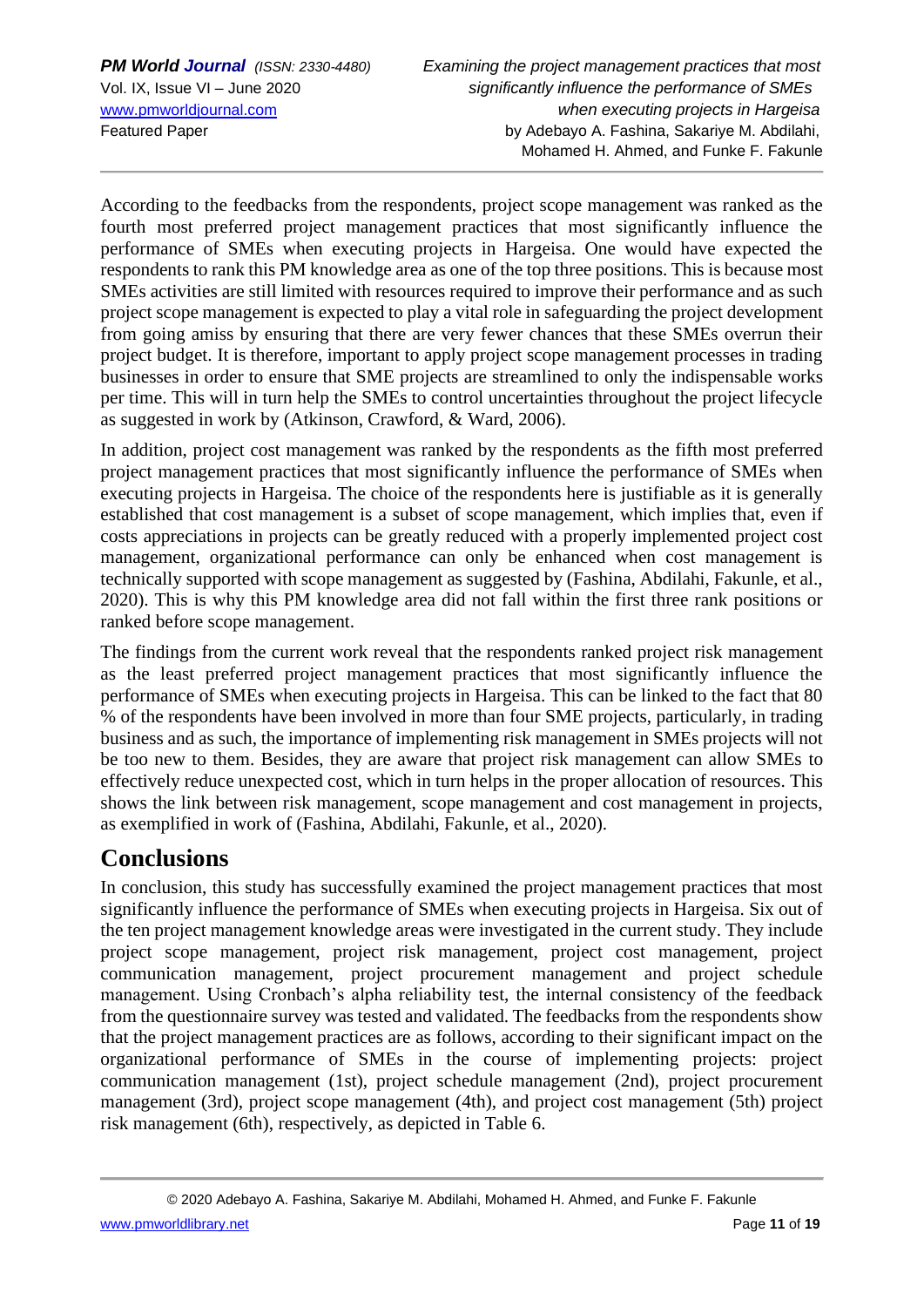According to the feedbacks from the respondents, project scope management was ranked as the fourth most preferred project management practices that most significantly influence the performance of SMEs when executing projects in Hargeisa. One would have expected the respondents to rank this PM knowledge area as one of the top three positions. This is because most SMEs activities are still limited with resources required to improve their performance and as such project scope management is expected to play a vital role in safeguarding the project development from going amiss by ensuring that there are very fewer chances that these SMEs overrun their project budget. It is therefore, important to apply project scope management processes in trading businesses in order to ensure that SME projects are streamlined to only the indispensable works per time. This will in turn help the SMEs to control uncertainties throughout the project lifecycle as suggested in work by (Atkinson, Crawford, & Ward, 2006).

In addition, project cost management was ranked by the respondents as the fifth most preferred project management practices that most significantly influence the performance of SMEs when executing projects in Hargeisa. The choice of the respondents here is justifiable as it is generally established that cost management is a subset of scope management, which implies that, even if costs appreciations in projects can be greatly reduced with a properly implemented project cost management, organizational performance can only be enhanced when cost management is technically supported with scope management as suggested by (Fashina, Abdilahi, Fakunle, et al., 2020). This is why this PM knowledge area did not fall within the first three rank positions or ranked before scope management.

The findings from the current work reveal that the respondents ranked project risk management as the least preferred project management practices that most significantly influence the performance of SMEs when executing projects in Hargeisa. This can be linked to the fact that 80 % of the respondents have been involved in more than four SME projects, particularly, in trading business and as such, the importance of implementing risk management in SMEs projects will not be too new to them. Besides, they are aware that project risk management can allow SMEs to effectively reduce unexpected cost, which in turn helps in the proper allocation of resources. This shows the link between risk management, scope management and cost management in projects, as exemplified in work of (Fashina, Abdilahi, Fakunle, et al., 2020).

## Conclusions

In conclusion, this study has successfully examined the project management practices that most significantly influence the performance of SMEs when executing projects in Hargeisa. Six out of the ten project management knowledge areas were investigated in the current study. They include project scope management, project risk management, project cost management, project communication management, project procurement management and project schedule management. Using Cronbach's alpha reliability test, the internal consistency of the feedback from the questionnaire survey was tested and validated. The feedbacks from the respondents show that the project management practices are as follows, according to their significant impact on the organizational performance of SMEs in the course of implementing projects: project communication management (1st), project schedule management (2nd), project procurement management (3rd), project scope management (4th), and project cost management (5th) project risk management (6th), respectively, as depicted in Table 6.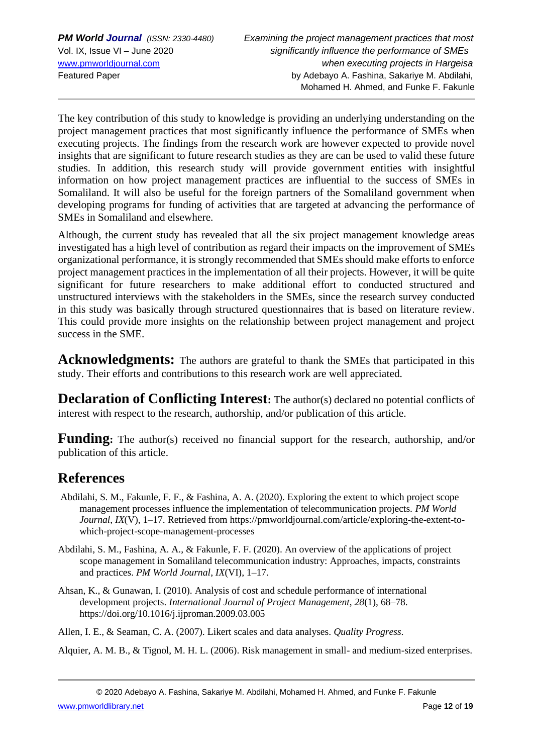The key contribution of this study to knowledge is providing an underlying understanding on the project management practices that most significantly influence the performance of SMEs when executing projects. The findings from the research work are however expected to provide novel insights that are significant to future research studies as they are can be used to valid these future studies. In addition, this research study will provide government entities with insightful information on how project management practices are influential to the success of SMEs in Somaliland. It will also be useful for the foreign partners of the Somaliland government when developing programs for funding of activities that are targeted at advancing the performance of SMEs in Somaliland and elsewhere.

Although, the current study has revealed that all the six project management knowledge areas investigated has a high level of contribution as regard their impacts on the improvement of SMEs organizational performance, it is strongly recommended that SMEs should make efforts to enforce project management practices in the implementation of all their projects. However, it will be quite significant for future researchers to make additional effort to conducted structured and unstructured interviews with the stakeholders in the SMEs, since the research survey conducted in this study was basically through structured questionnaires that is based on literature review. This could provide more insights on the relationship between project management and project success in the SME.

**Acknowledgments:** The authors are grateful to thank the SMEs that participated in this study. Their efforts and contributions to this research work are well appreciated.

**Declaration of Conflicting Interest:** The author(s) declared no potential conflicts of interest with respect to the research, authorship, and/or publication of this article.

**Funding:** The author(s) received no financial support for the research, authorship, and/or publication of this article.

## References

Abdilahi, S. M., Fakunle, F. F., & Fashina, A. A. (2020). Exploring the extent to which project scope management processes influence the implementation of telecommunication projects. *PM World Journal*, *IX*(V), 1–17. Retrieved from https://pmworldjournal.com/article/exploring-the-extent-to-which-project-scope-management-processes

Abdilahi, S. M., Fashina, A. A., & Fakunle, F. F. (2020). An overview of the applications of project scope management in Somaliland telecommunication industry: Approaches, impacts, constraints and practices. *PM World Journal*, *IX*(VI), 1–17.

Ahsan, K., & Gunawan, I. (2010). Analysis of cost and schedule performance of international development projects. *International Journal of Project Management*, *28*(1), 68–78. https://doi.org/10.1016/j.ijproman.2009.03.005

Allen, I. E., & Seaman, C. A. (2007). Likert scales and data analyses. *Quality Progress*.

Alquier, A. M. B., & Tignol, M. H. L. (2006). Risk management in small- and medium-sized enterprises.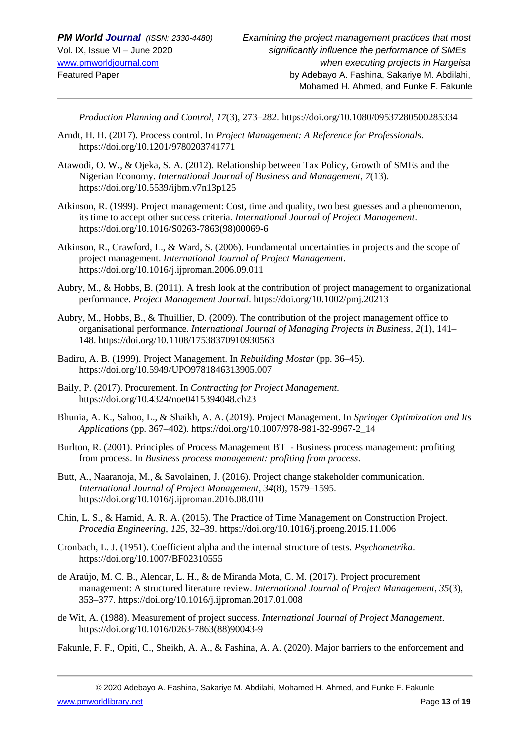*Production Planning and Control*, *17*(3), 273–282. https://doi.org/10.1080/09537280500285334

Arndt, H. H. (2017). Process control. In *Project Management: A Reference for Professionals*. https://doi.org/10.1201/9780203741771

Atawodi, O. W., & Ojeka, S. A. (2012). Relationship between Tax Policy, Growth of SMEs and the Nigerian Economy. *International Journal of Business and Management*, *7*(13). https://doi.org/10.5539/ijbm.v7n13p125

Atkinson, R. (1999). Project management: Cost, time and quality, two best guesses and a phenomenon, its time to accept other success criteria. *International Journal of Project Management*. https://doi.org/10.1016/S0263-7863(98)00069-6

Atkinson, R., Crawford, L., & Ward, S. (2006). Fundamental uncertainties in projects and the scope of project management. *International Journal of Project Management*. https://doi.org/10.1016/j.ijproman.2006.09.011

Aubry, M., & Hobbs, B. (2011). A fresh look at the contribution of project management to organizational performance. *Project Management Journal*. https://doi.org/10.1002/pmj.20213

Aubry, M., Hobbs, B., & Thuillier, D. (2009). The contribution of the project management office to organisational performance. *International Journal of Managing Projects in Business*, *2*(1), 141–148. https://doi.org/10.1108/17538370910930563

Badiru, A. B. (1999). Project Management. In *Rebuilding Mostar* (pp. 36–45). https://doi.org/10.5949/UPO9781846313905.007

Baily, P. (2017). Procurement. In *Contracting for Project Management*. https://doi.org/10.4324/noe0415394048.ch23

Bhunia, A. K., Sahoo, L., & Shaikh, A. A. (2019). Project Management. In *Springer Optimization and Its Applications* (pp. 367–402). https://doi.org/10.1007/978-981-32-9967-2_14

Burlton, R. (2001). Principles of Process Management BT - Business process management: profiting from process. In *Business process management: profiting from process*.

Butt, A., Naaranoja, M., & Savolainen, J. (2016). Project change stakeholder communication. *International Journal of Project Management*, *34*(8), 1579–1595. https://doi.org/10.1016/j.ijproman.2016.08.010

Chin, L. S., & Hamid, A. R. A. (2015). The Practice of Time Management on Construction Project. *Procedia Engineering*, *125*, 32–39. https://doi.org/10.1016/j.proeng.2015.11.006

Cronbach, L. J. (1951). Coefficient alpha and the internal structure of tests. *Psychometrika*. https://doi.org/10.1007/BF02310555

de Araújo, M. C. B., Alencar, L. H., & de Miranda Mota, C. M. (2017). Project procurement management: A structured literature review. *International Journal of Project Management*, *35*(3), 353–377. https://doi.org/10.1016/j.ijproman.2017.01.008

de Wit, A. (1988). Measurement of project success. *International Journal of Project Management*. https://doi.org/10.1016/0263-7863(88)90043-9

Fakunle, F. F., Opiti, C., Sheikh, A. A., & Fashina, A. A. (2020). Major barriers to the enforcement and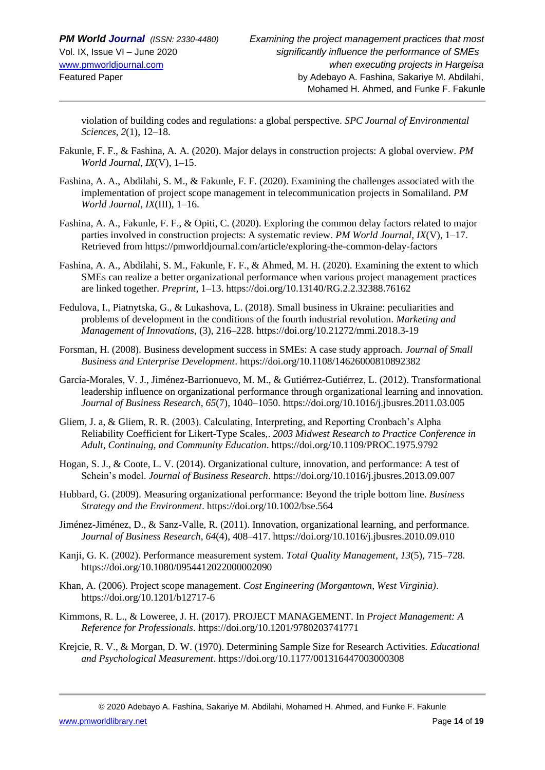violation of building codes and regulations: a global perspective. *SPC Journal of Environmental Sciences*, *2*(1), 12–18.

Fakunle, F. F., & Fashina, A. A. (2020). Major delays in construction projects: A global overview. *PM World Journal*, *IX*(V), 1–15.

Fashina, A. A., Abdilahi, S. M., & Fakunle, F. F. (2020). Examining the challenges associated with the implementation of project scope management in telecommunication projects in Somaliland. *PM World Journal*, *IX*(III), 1–16.

Fashina, A. A., Fakunle, F. F., & Opiti, C. (2020). Exploring the common delay factors related to major parties involved in construction projects: A systematic review. *PM World Journal*, *IX*(V), 1–17. Retrieved from https://pmworldjournal.com/article/exploring-the-common-delay-factors

Fashina, A. A., Abdilahi, S. M., Fakunle, F. F., & Ahmed, M. H. (2020). Examining the extent to which SMEs can realize a better organizational performance when various project management practices are linked together. *Preprint*, 1–13. https://doi.org/10.13140/RG.2.2.32388.76162

Fedulova, I., Piatnytska, G., & Lukashova, L. (2018). Small business in Ukraine: peculiarities and problems of development in the conditions of the fourth industrial revolution. *Marketing and Management of Innovations*, (3), 216–228. https://doi.org/10.21272/mmi.2018.3-19

Forsman, H. (2008). Business development success in SMEs: A case study approach. *Journal of Small Business and Enterprise Development*. https://doi.org/10.1108/14626000810892382

García-Morales, V. J., Jiménez-Barrionuevo, M. M., & Gutiérrez-Gutiérrez, L. (2012). Transformational leadership influence on organizational performance through organizational learning and innovation. *Journal of Business Research*, *65*(7), 1040–1050. https://doi.org/10.1016/j.jbusres.2011.03.005

Gliem, J. a, & Gliem, R. R. (2003). Calculating, Interpreting, and Reporting Cronbach's Alpha Reliability Coefficient for Likert-Type Scales,. *2003 Midwest Research to Practice Conference in Adult, Continuing, and Community Education*. https://doi.org/10.1109/PROC.1975.9792

Hogan, S. J., & Coote, L. V. (2014). Organizational culture, innovation, and performance: A test of Schein's model. *Journal of Business Research*. https://doi.org/10.1016/j.jbusres.2013.09.007

Hubbard, G. (2009). Measuring organizational performance: Beyond the triple bottom line. *Business Strategy and the Environment*. https://doi.org/10.1002/bse.564

Jiménez-Jiménez, D., & Sanz-Valle, R. (2011). Innovation, organizational learning, and performance. *Journal of Business Research*, *64*(4), 408–417. https://doi.org/10.1016/j.jbusres.2010.09.010

Kanji, G. K. (2002). Performance measurement system. *Total Quality Management*, *13*(5), 715–728. https://doi.org/10.1080/0954412022000002090

Khan, A. (2006). Project scope management. *Cost Engineering (Morgantown, West Virginia)*. https://doi.org/10.1201/b12717-6

Kimmons, R. L., & Loweree, J. H. (2017). PROJECT MANAGEMENT. In *Project Management: A Reference for Professionals*. https://doi.org/10.1201/9780203741771

Krejcie, R. V., & Morgan, D. W. (1970). Determining Sample Size for Research Activities. *Educational and Psychological Measurement*. https://doi.org/10.1177/001316447003000308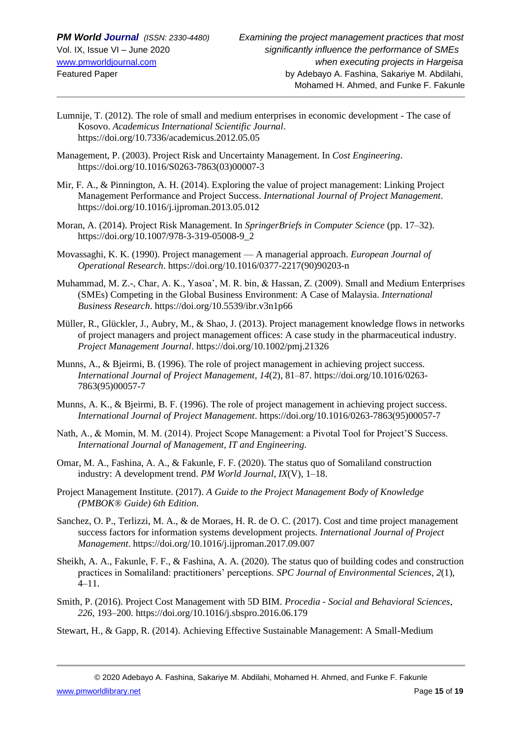Lumnije, T. (2012). The role of small and medium enterprises in economic development - The case of Kosovo. *Academicus International Scientific Journal*. https://doi.org/10.7336/academicus.2012.05.05

Management, P. (2003). Project Risk and Uncertainty Management. In *Cost Engineering*. https://doi.org/10.1016/S0263-7863(03)00007-3

Mir, F. A., & Pinnington, A. H. (2014). Exploring the value of project management: Linking Project Management Performance and Project Success. *International Journal of Project Management*. https://doi.org/10.1016/j.ijproman.2013.05.012

Moran, A. (2014). Project Risk Management. In *SpringerBriefs in Computer Science* (pp. 17–32). https://doi.org/10.1007/978-3-319-05008-9_2

Movassaghi, K. K. (1990). Project management — A managerial approach. *European Journal of Operational Research*. https://doi.org/10.1016/0377-2217(90)90203-n

Muhammad, M. Z.-, Char, A. K., Yasoa', M. R. bin, & Hassan, Z. (2009). Small and Medium Enterprises (SMEs) Competing in the Global Business Environment: A Case of Malaysia. *International Business Research*. https://doi.org/10.5539/ibr.v3n1p66

Müller, R., Glückler, J., Aubry, M., & Shao, J. (2013). Project management knowledge flows in networks of project managers and project management offices: A case study in the pharmaceutical industry. *Project Management Journal*. https://doi.org/10.1002/pmj.21326

Munns, A., & Bjeirmi, B. (1996). The role of project management in achieving project success. *International Journal of Project Management*, *14*(2), 81–87. https://doi.org/10.1016/0263-7863(95)00057-7

Munns, A. K., & Bjeirmi, B. F. (1996). The role of project management in achieving project success. *International Journal of Project Management*. https://doi.org/10.1016/0263-7863(95)00057-7

Nath, A., & Momin, M. M. (2014). Project Scope Management: a Pivotal Tool for Project'S Success. *International Journal of Management, IT and Engineering*.

Omar, M. A., Fashina, A. A., & Fakunle, F. F. (2020). The status quo of Somaliland construction industry: A development trend. *PM World Journal*, *IX*(V), 1–18.

Project Management Institute. (2017). *A Guide to the Project Management Body of Knowledge (PMBOK® Guide) 6th Edition*.

Sanchez, O. P., Terlizzi, M. A., & de Moraes, H. R. de O. C. (2017). Cost and time project management success factors for information systems development projects. *International Journal of Project Management*. https://doi.org/10.1016/j.ijproman.2017.09.007

Sheikh, A. A., Fakunle, F. F., & Fashina, A. A. (2020). The status quo of building codes and construction practices in Somaliland: practitioners' perceptions. *SPC Journal of Environmental Sciences*, *2*(1), 4–11.

Smith, P. (2016). Project Cost Management with 5D BIM. *Procedia - Social and Behavioral Sciences*, *226*, 193–200. https://doi.org/10.1016/j.sbspro.2016.06.179

Stewart, H., & Gapp, R. (2014). Achieving Effective Sustainable Management: A Small-Medium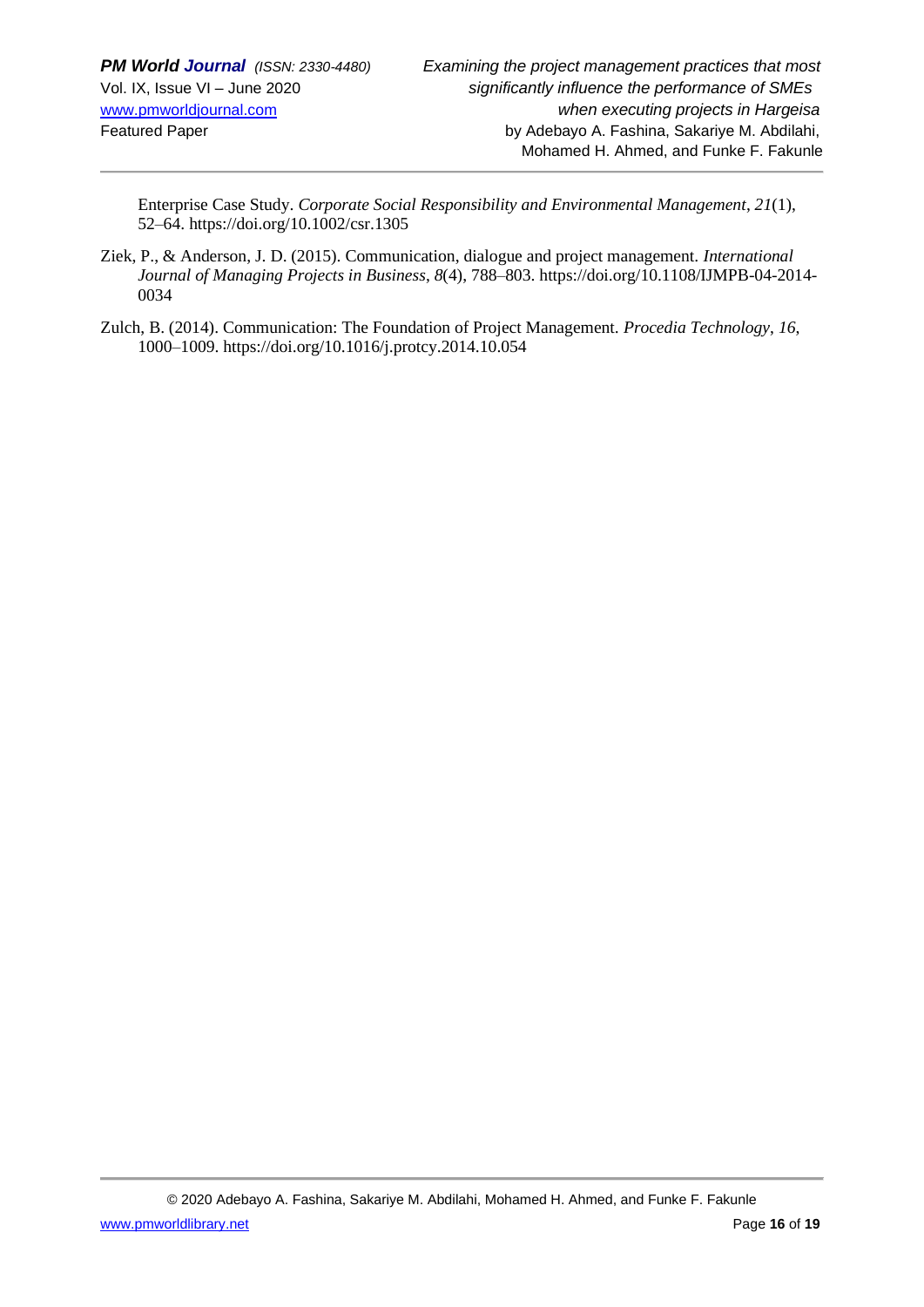Enterprise Case Study. *Corporate Social Responsibility and Environmental Management*, *21*(1), 52–64. https://doi.org/10.1002/csr.1305

Ziek, P., & Anderson, J. D. (2015). Communication, dialogue and project management. *International Journal of Managing Projects in Business*, *8*(4), 788–803. https://doi.org/10.1108/IJMPB-04-2014-0034

Zulch, B. (2014). Communication: The Foundation of Project Management. *Procedia Technology*, *16*, 1000–1009. https://doi.org/10.1016/j.protcy.2014.10.054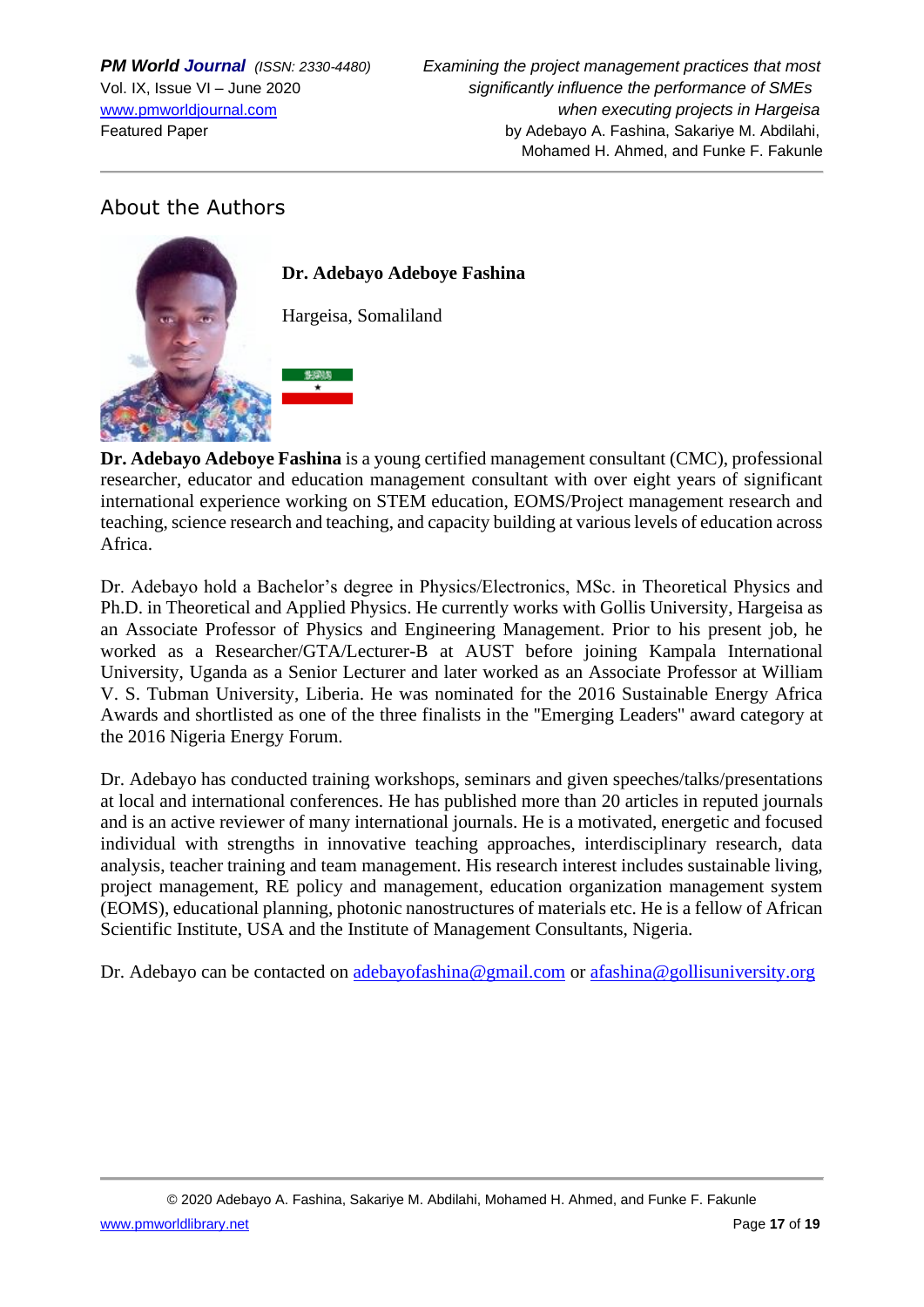## About the Authors

**Dr. Adebayo Adeboye Fashina**

Hargeisa, Somaliland

**Dr. Adebayo Adeboye Fashina** is a young certified management consultant (CMC), professional researcher, educator and education management consultant with over eight years of significant international experience working on STEM education, EOMS/Project management research and teaching, science research and teaching, and capacity building at various levels of education across Africa.

Dr. Adebayo hold a Bachelor's degree in Physics/Electronics, MSc. in Theoretical Physics and Ph.D. in Theoretical and Applied Physics. He currently works with Gollis University, Hargeisa as an Associate Professor of Physics and Engineering Management. Prior to his present job, he worked as a Researcher/GTA/Lecturer-B at AUST before joining Kampala International University, Uganda as a Senior Lecturer and later worked as an Associate Professor at William V. S. Tubman University, Liberia. He was nominated for the 2016 Sustainable Energy Africa Awards and shortlisted as one of the three finalists in the "Emerging Leaders" award category at the 2016 Nigeria Energy Forum.

Dr. Adebayo has conducted training workshops, seminars and given speeches/talks/presentations at local and international conferences. He has published more than 20 articles in reputed journals and is an active reviewer of many international journals. He is a motivated, energetic and focused individual with strengths in innovative teaching approaches, interdisciplinary research, data analysis, teacher training and team management. His research interest includes sustainable living, project management, RE policy and management, education organization management system (EOMS), educational planning, photonic nanostructures of materials etc. He is a fellow of African Scientific Institute, USA and the Institute of Management Consultants, Nigeria.

Dr. Adebayo can be contacted on adebayofashina@gmail.com or afashina@gollisuniversity.org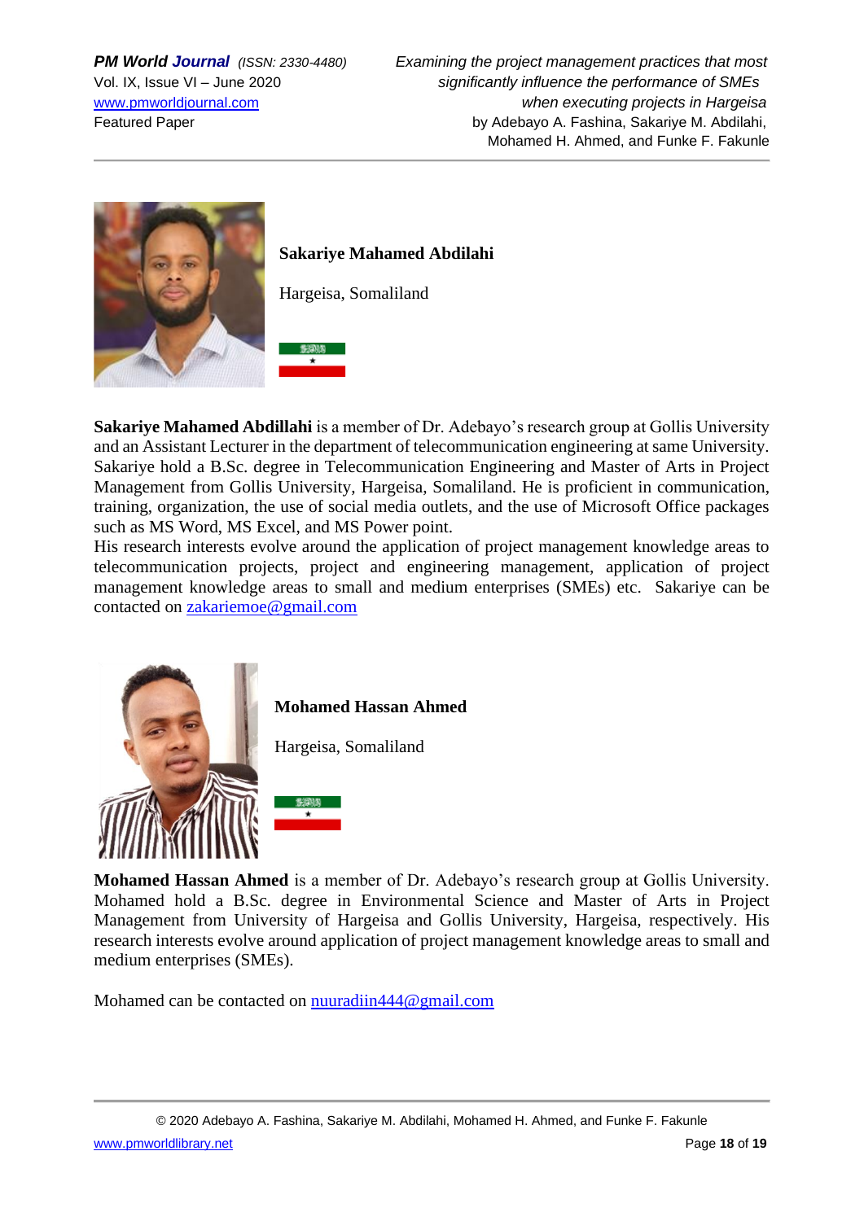**Sakariye Mahamed Abdilahi**

Hargeisa, Somaliland

**Sakariye Mahamed Abdillahi** is a member of Dr. Adebayo's research group at Gollis University and an Assistant Lecturer in the department of telecommunication engineering at same University. Sakariye hold a B.Sc. degree in Telecommunication Engineering and Master of Arts in Project Management from Gollis University, Hargeisa, Somaliland. He is proficient in communication, training, organization, the use of social media outlets, and the use of Microsoft Office packages such as MS Word, MS Excel, and MS Power point.
His research interests evolve around the application of project management knowledge areas to telecommunication projects, project and engineering management, application of project management knowledge areas to small and medium enterprises (SMEs) etc. Sakariye can be contacted on zakariemoe@gmail.com

**Mohamed Hassan Ahmed**

Hargeisa, Somaliland

**Mohamed Hassan Ahmed** is a member of Dr. Adebayo's research group at Gollis University. Mohamed hold a B.Sc. degree in Environmental Science and Master of Arts in Project Management from University of Hargeisa and Gollis University, Hargeisa, respectively. His research interests evolve around application of project management knowledge areas to small and medium enterprises (SMEs).

Mohamed can be contacted on nuuradiin444@gmail.com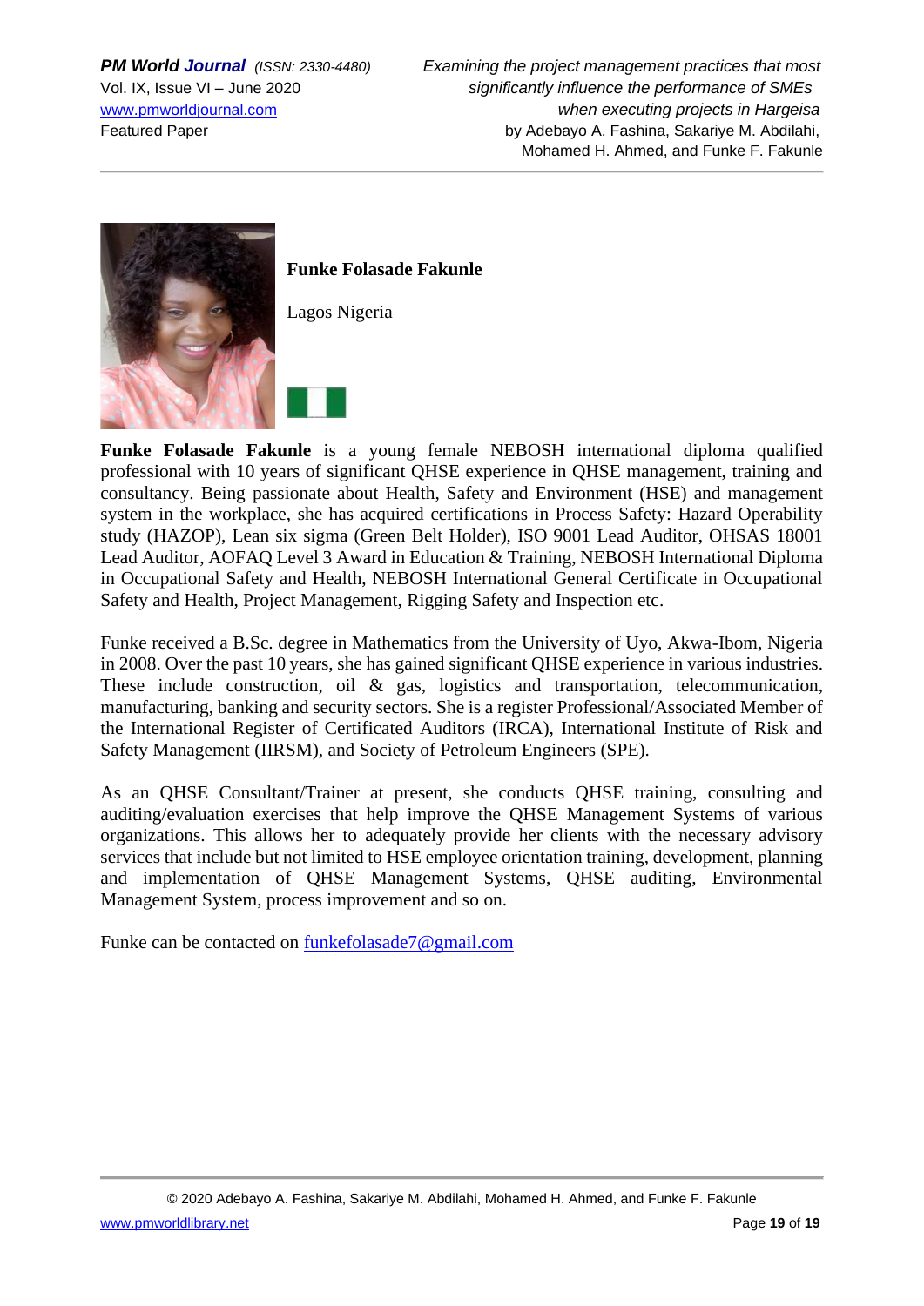**Funke Folasade Fakunle**

Lagos Nigeria

**Funke Folasade Fakunle** is a young female NEBOSH international diploma qualified professional with 10 years of significant QHSE experience in QHSE management, training and consultancy. Being passionate about Health, Safety and Environment (HSE) and management system in the workplace, she has acquired certifications in Process Safety: Hazard Operability study (HAZOP), Lean six sigma (Green Belt Holder), ISO 9001 Lead Auditor, OHSAS 18001 Lead Auditor, AOFAQ Level 3 Award in Education & Training, NEBOSH International Diploma in Occupational Safety and Health, NEBOSH International General Certificate in Occupational Safety and Health, Project Management, Rigging Safety and Inspection etc.

Funke received a B.Sc. degree in Mathematics from the University of Uyo, Akwa-Ibom, Nigeria in 2008. Over the past 10 years, she has gained significant QHSE experience in various industries. These include construction, oil & gas, logistics and transportation, telecommunication, manufacturing, banking and security sectors. She is a register Professional/Associated Member of the International Register of Certificated Auditors (IRCA), International Institute of Risk and Safety Management (IIRSM), and Society of Petroleum Engineers (SPE).

As an QHSE Consultant/Trainer at present, she conducts QHSE training, consulting and auditing/evaluation exercises that help improve the QHSE Management Systems of various organizations. This allows her to adequately provide her clients with the necessary advisory services that include but not limited to HSE employee orientation training, development, planning and implementation of QHSE Management Systems, QHSE auditing, Environmental Management System, process improvement and so on.

Funke can be contacted on funkefolasade7@gmail.com